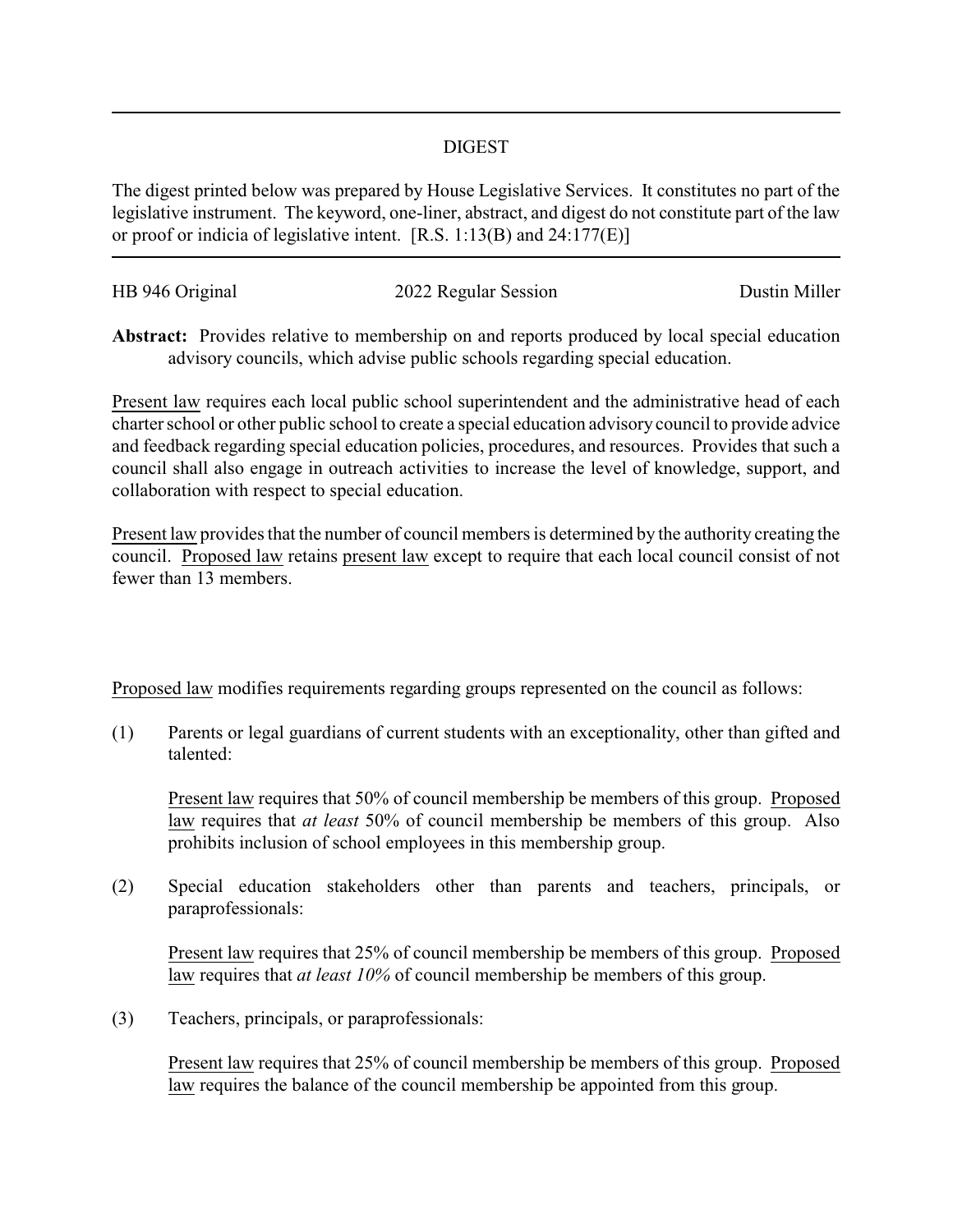## DIGEST

The digest printed below was prepared by House Legislative Services. It constitutes no part of the legislative instrument. The keyword, one-liner, abstract, and digest do not constitute part of the law or proof or indicia of legislative intent. [R.S. 1:13(B) and 24:177(E)]

---

HB 946 Original 2022 Regular Session Dustin Miller

**Abstract:** Provides relative to membership on and reports produced by local special education advisory councils, which advise public schools regarding special education.

Present law requires each local public school superintendent and the administrative head of each charter school or other public school to create a special education advisory council to provide advice and feedback regarding special education policies, procedures, and resources. Provides that such a council shall also engage in outreach activities to increase the level of knowledge, support, and collaboration with respect to special education.

Present law provides that the number of council members is determined by the authority creating the council. Proposed law retains present law except to require that each local council consist of not fewer than 13 members.

Proposed law modifies requirements regarding groups represented on the council as follows:

(1) Parents or legal guardians of current students with an exceptionality, other than gifted and talented:

Present law requires that 50% of council membership be members of this group. Proposed law requires that *at least* 50% of council membership be members of this group. Also prohibits inclusion of school employees in this membership group.

(2) Special education stakeholders other than parents and teachers, principals, or paraprofessionals:

Present law requires that 25% of council membership be members of this group. Proposed law requires that *at least 10%* of council membership be members of this group.

(3) Teachers, principals, or paraprofessionals:

Present law requires that 25% of council membership be members of this group. Proposed law requires the balance of the council membership be appointed from this group.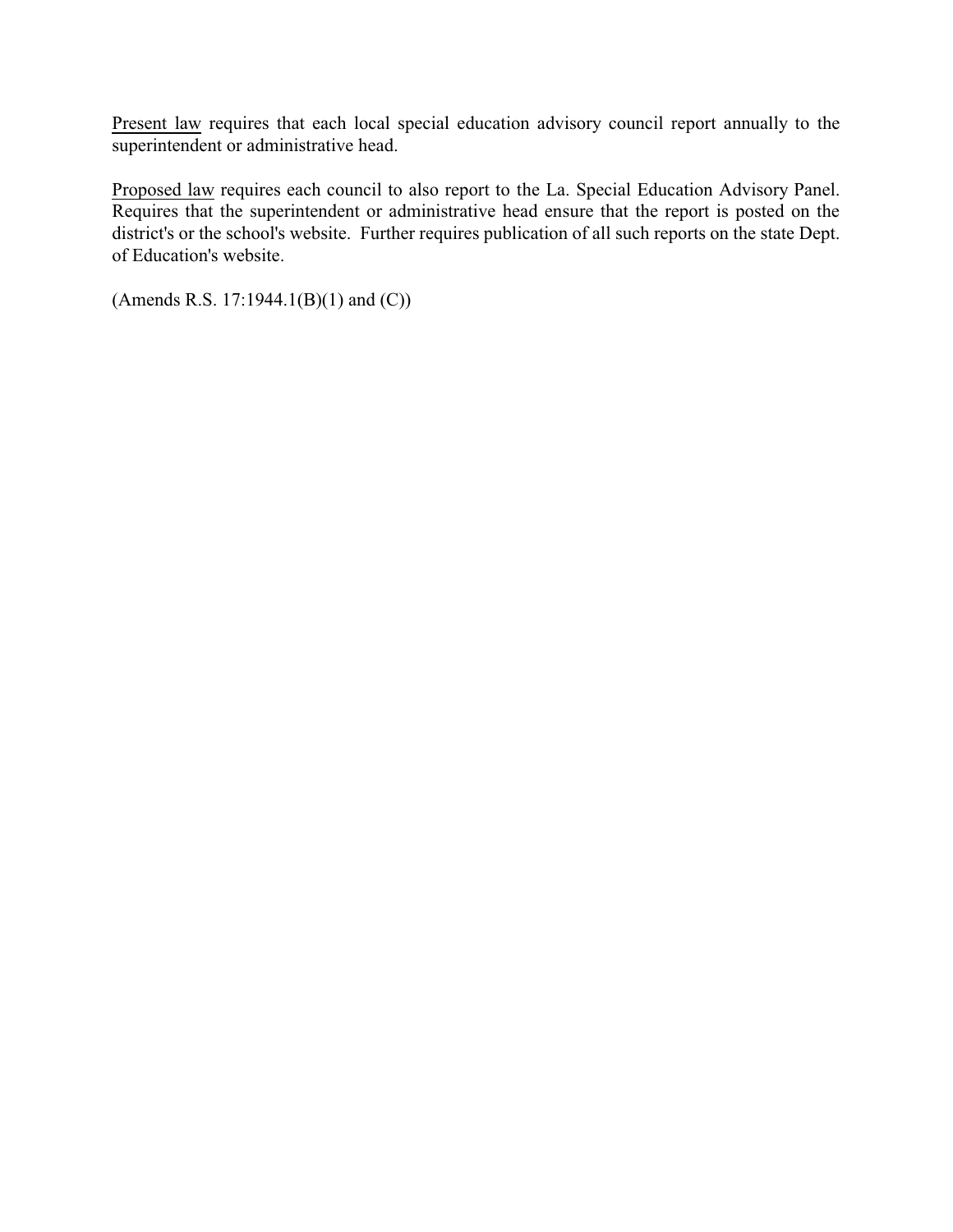Present law requires that each local special education advisory council report annually to the superintendent or administrative head.

Proposed law requires each council to also report to the La. Special Education Advisory Panel. Requires that the superintendent or administrative head ensure that the report is posted on the district's or the school's website. Further requires publication of all such reports on the state Dept. of Education's website.

(Amends R.S. 17:1944.1(B)(1) and (C))